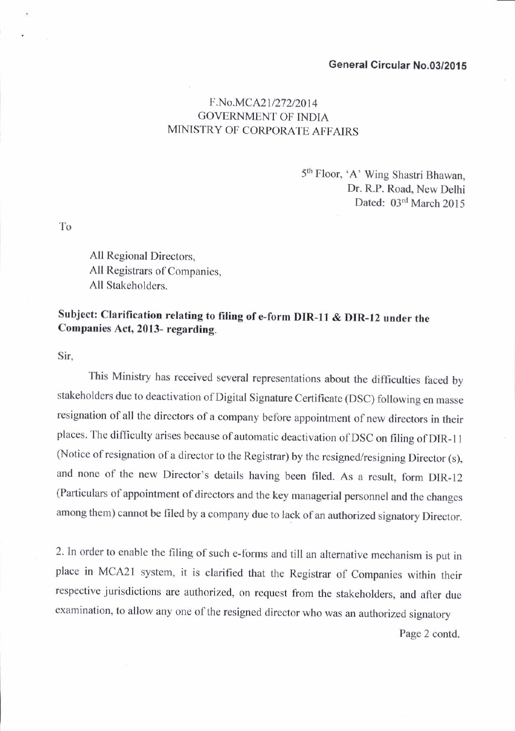**General Circular No.03/2015**

F.No.MCA21/272/2014
GOVERNMENT OF INDIA
MINISTRY OF CORPORATE AFFAIRS

5th Floor, 'A' Wing Shastri Bhawan,
Dr. R.P. Road, New Delhi
Dated: 03rd March 2015

To

All Regional Directors,
All Registrars of Companies,
All Stakeholders.

**Subject: Clarification relating to filing of e-form DIR-11 & DIR-12 under the Companies Act, 2013- regarding.**

Sir,

This Ministry has received several representations about the difficulties faced by stakeholders due to deactivation of Digital Signature Certificate (DSC) following en masse resignation of all the directors of a company before appointment of new directors in their places. The difficulty arises because of automatic deactivation of DSC on filing of DIR-11 (Notice of resignation of a director to the Registrar) by the resigned/resigning Director (s), and none of the new Director's details having been filed. As a result, form DIR-12 (Particulars of appointment of directors and the key managerial personnel and the changes among them) cannot be filed by a company due to lack of an authorized signatory Director.

2. In order to enable the filing of such e-forms and till an alternative mechanism is put in place in MCA21 system, it is clarified that the Registrar of Companies within their respective jurisdictions are authorized, on request from the stakeholders, and after due examination, to allow any one of the resigned director who was an authorized signatory

Page 2 contd.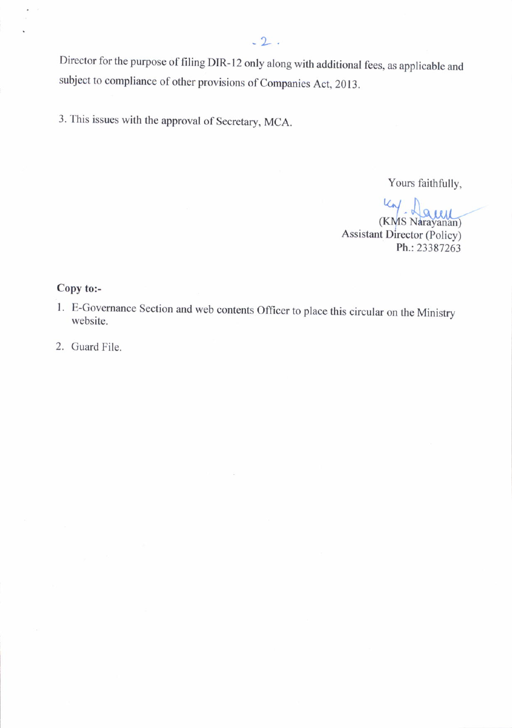Director for the purpose of filing DIR-12 only along with additional fees, as applicable and subject to compliance of other provisions of Companies Act, 2013.

3. This issues with the approval of Secretary, MCA.

Yours faithfully,

(KMS Narayanan)
Assistant Director (Policy)
Ph.: 23387263

**Copy to:-**

1. E-Governance Section and web contents Officer to place this circular on the Ministry website.
2. Guard File.